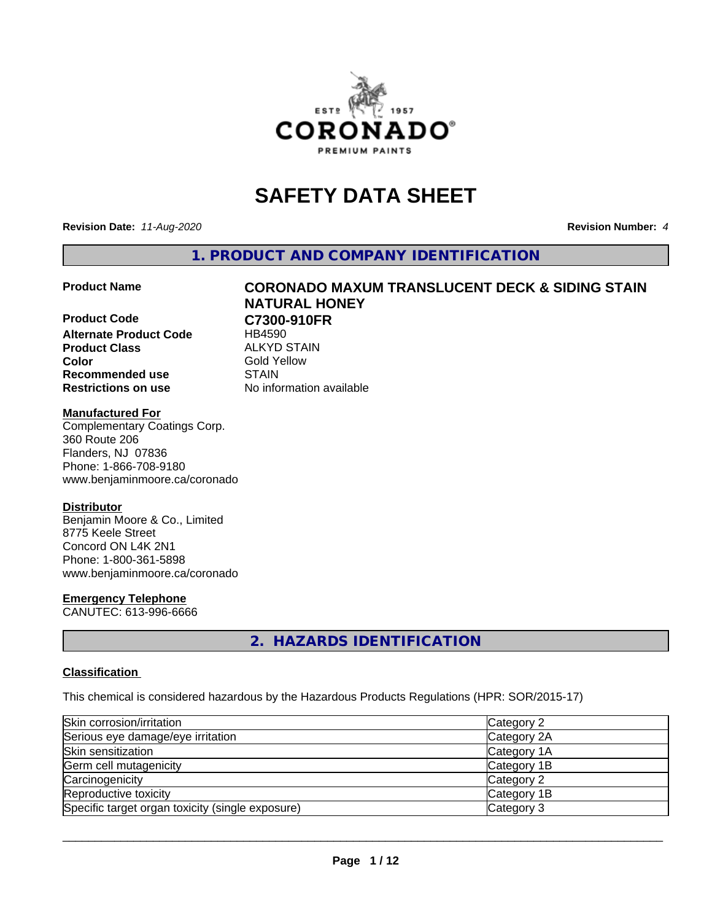# SAFETY DATA SHEET

**Revision Date:** *11-Aug-2020*

**Revision Number:** *4*

## 1. PRODUCT AND COMPANY IDENTIFICATION

| | |
|---|---|
| **Product Name** | **CORONADO MAXUM TRANSLUCENT DECK & SIDING STAIN NATURAL HONEY** |
| **Product Code** | **C7300-910FR** |
| **Alternate Product Code** | HB4590 |
| **Product Class** | ALKYD STAIN |
| **Color** | Gold Yellow |
| **Recommended use** | STAIN |
| **Restrictions on use** | No information available |

**Manufactured For**

Complementary Coatings Corp.
360 Route 206
Flanders, NJ 07836
Phone: 1-866-708-9180
www.benjaminmoore.ca/coronado

**Distributor**

Benjamin Moore & Co., Limited
8775 Keele Street
Concord ON L4K 2N1
Phone: 1-800-361-5898
www.benjaminmoore.ca/coronado

**Emergency Telephone**

CANUTEC: 613-996-6666

## 2. HAZARDS IDENTIFICATION

**Classification**

This chemical is considered hazardous by the Hazardous Products Regulations (HPR: SOR/2015-17)

| | |
|---|---|
| Skin corrosion/irritation | Category 2 |
| Serious eye damage/eye irritation | Category 2A |
| Skin sensitization | Category 1A |
| Germ cell mutagenicity | Category 1B |
| Carcinogenicity | Category 2 |
| Reproductive toxicity | Category 1B |
| Specific target organ toxicity (single exposure) | Category 3 |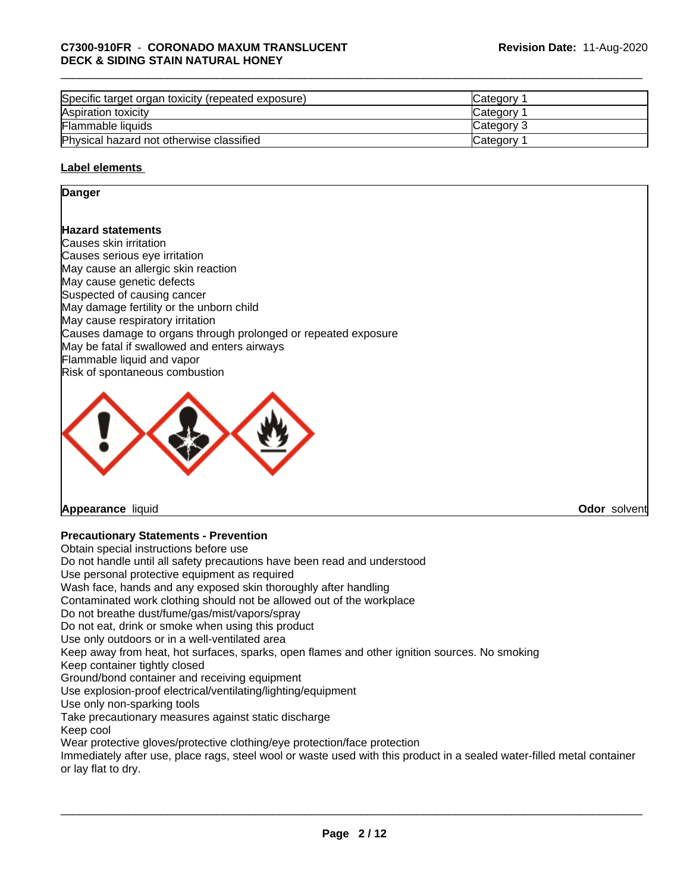| Specific target organ toxicity (repeated exposure) | Category 1 |
|---|---|
| Aspiration toxicity | Category 1 |
| Flammable liquids | Category 3 |
| Physical hazard not otherwise classified | Category 1 |

**Label elements**

**Danger**

**Hazard statements**

Causes skin irritation
Causes serious eye irritation
May cause an allergic skin reaction
May cause genetic defects
Suspected of causing cancer
May damage fertility or the unborn child
May cause respiratory irritation
Causes damage to organs through prolonged or repeated exposure
May be fatal if swallowed and enters airways
Flammable liquid and vapor
Risk of spontaneous combustion

**Appearance** liquid **Odor** solvent

**Precautionary Statements - Prevention**

Obtain special instructions before use
Do not handle until all safety precautions have been read and understood
Use personal protective equipment as required
Wash face, hands and any exposed skin thoroughly after handling
Contaminated work clothing should not be allowed out of the workplace
Do not breathe dust/fume/gas/mist/vapors/spray
Do not eat, drink or smoke when using this product
Use only outdoors or in a well-ventilated area
Keep away from heat, hot surfaces, sparks, open flames and other ignition sources. No smoking
Keep container tightly closed
Ground/bond container and receiving equipment
Use explosion-proof electrical/ventilating/lighting/equipment
Use only non-sparking tools
Take precautionary measures against static discharge
Keep cool
Wear protective gloves/protective clothing/eye protection/face protection
Immediately after use, place rags, steel wool or waste used with this product in a sealed water-filled metal container or lay flat to dry.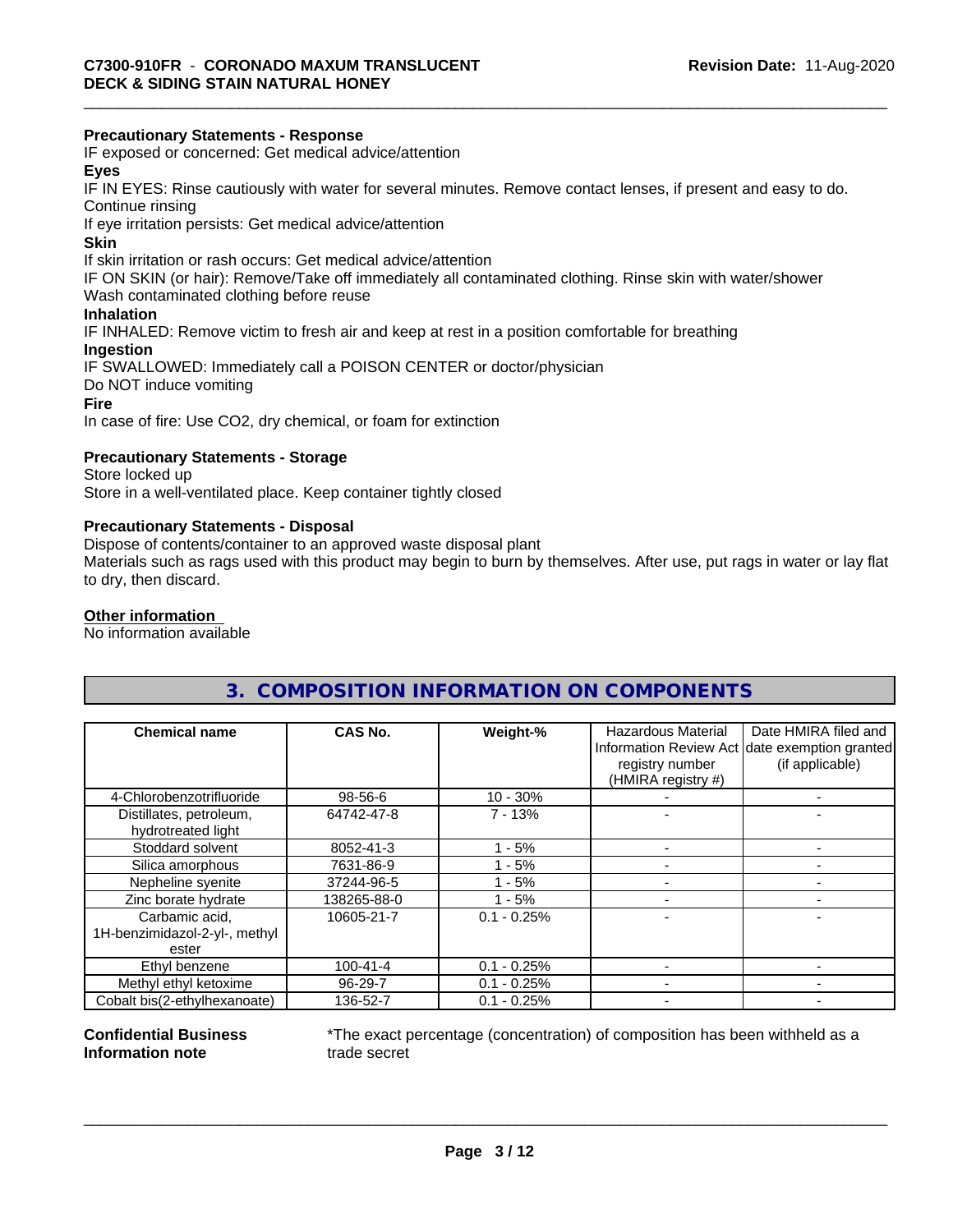**Precautionary Statements - Response**

IF exposed or concerned: Get medical advice/attention

**Eyes**

IF IN EYES: Rinse cautiously with water for several minutes. Remove contact lenses, if present and easy to do. Continue rinsing

If eye irritation persists: Get medical advice/attention

**Skin**

If skin irritation or rash occurs: Get medical advice/attention

IF ON SKIN (or hair): Remove/Take off immediately all contaminated clothing. Rinse skin with water/shower

Wash contaminated clothing before reuse

**Inhalation**

IF INHALED: Remove victim to fresh air and keep at rest in a position comfortable for breathing

**Ingestion**

IF SWALLOWED: Immediately call a POISON CENTER or doctor/physician

Do NOT induce vomiting

**Fire**

In case of fire: Use CO2, dry chemical, or foam for extinction

**Precautionary Statements - Storage**

Store locked up

Store in a well-ventilated place. Keep container tightly closed

**Precautionary Statements - Disposal**

Dispose of contents/container to an approved waste disposal plant

Materials such as rags used with this product may begin to burn by themselves. After use, put rags in water or lay flat to dry, then discard.

**Other information**

No information available

## 3. COMPOSITION INFORMATION ON COMPONENTS

| Chemical name | CAS No. | Weight-% | Hazardous Material Information Review Act registry number (HMIRA registry #) | Date HMIRA filed and date exemption granted (if applicable) |
|---|---|---|---|---|
| 4-Chlorobenzotrifluoride | 98-56-6 | 10 - 30% | - | - |
| Distillates, petroleum, hydrotreated light | 64742-47-8 | 7 - 13% | - | - |
| Stoddard solvent | 8052-41-3 | 1 - 5% | - | - |
| Silica amorphous | 7631-86-9 | 1 - 5% | - | - |
| Nepheline syenite | 37244-96-5 | 1 - 5% | - | - |
| Zinc borate hydrate | 138265-88-0 | 1 - 5% | - | - |
| Carbamic acid, 1H-benzimidazol-2-yl-, methyl ester | 10605-21-7 | 0.1 - 0.25% | - | - |
| Ethyl benzene | 100-41-4 | 0.1 - 0.25% | - | - |
| Methyl ethyl ketoxime | 96-29-7 | 0.1 - 0.25% | - | - |
| Cobalt bis(2-ethylhexanoate) | 136-52-7 | 0.1 - 0.25% | - | - |

**Confidential Business Information note**

*The exact percentage (concentration) of composition has been withheld as a trade secret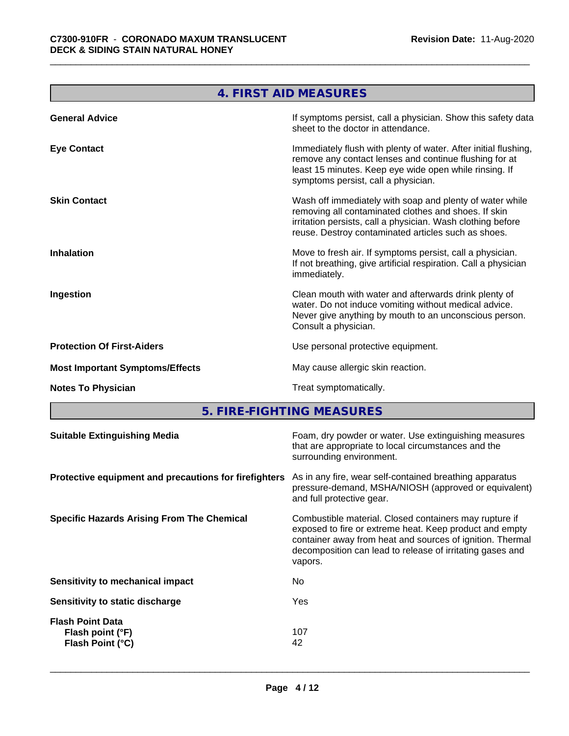## 4. FIRST AID MEASURES

| | |
|---|---|
| **General Advice** | If symptoms persist, call a physician. Show this safety data sheet to the doctor in attendance. |
| **Eye Contact** | Immediately flush with plenty of water. After initial flushing, remove any contact lenses and continue flushing for at least 15 minutes. Keep eye wide open while rinsing. If symptoms persist, call a physician. |
| **Skin Contact** | Wash off immediately with soap and plenty of water while removing all contaminated clothes and shoes. If skin irritation persists, call a physician. Wash clothing before reuse. Destroy contaminated articles such as shoes. |
| **Inhalation** | Move to fresh air. If symptoms persist, call a physician. If not breathing, give artificial respiration. Call a physician immediately. |
| **Ingestion** | Clean mouth with water and afterwards drink plenty of water. Do not induce vomiting without medical advice. Never give anything by mouth to an unconscious person. Consult a physician. |
| **Protection Of First-Aiders** | Use personal protective equipment. |
| **Most Important Symptoms/Effects** | May cause allergic skin reaction. |
| **Notes To Physician** | Treat symptomatically. |

## 5. FIRE-FIGHTING MEASURES

| | |
|---|---|
| **Suitable Extinguishing Media** | Foam, dry powder or water. Use extinguishing measures that are appropriate to local circumstances and the surrounding environment. |
| **Protective equipment and precautions for firefighters** | As in any fire, wear self-contained breathing apparatus pressure-demand, MSHA/NIOSH (approved or equivalent) and full protective gear. |
| **Specific Hazards Arising From The Chemical** | Combustible material. Closed containers may rupture if exposed to fire or extreme heat. Keep product and empty container away from heat and sources of ignition. Thermal decomposition can lead to release of irritating gases and vapors. |
| **Sensitivity to mechanical impact** | No |
| **Sensitivity to static discharge** | Yes |
| **Flash Point Data** | |
| **Flash point (°F)** | 107 |
| **Flash Point (°C)** | 42 |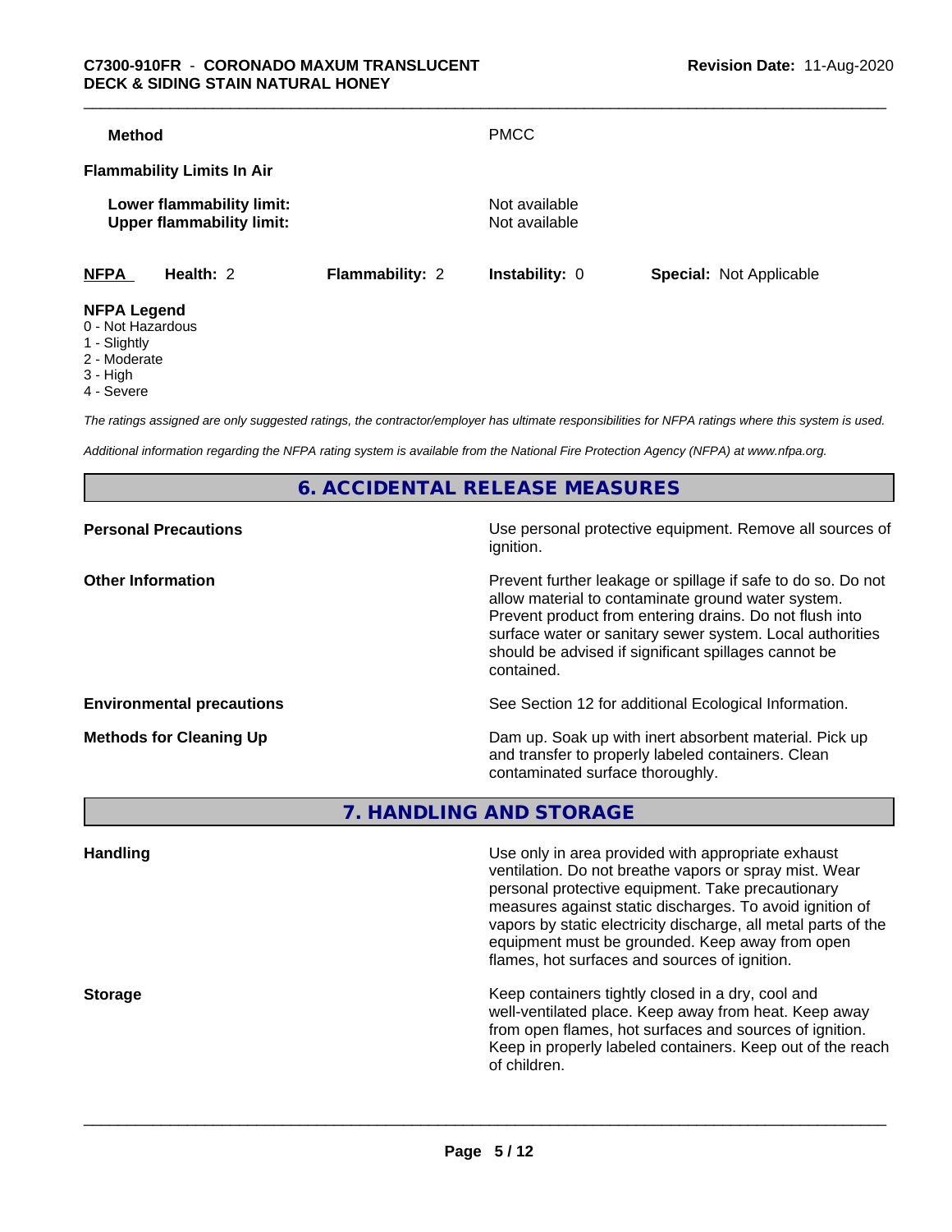**Method** PMCC

**Flammability Limits In Air**

**Lower flammability limit:** Not available
**Upper flammability limit:** Not available

| NFPA | Health: 2 | Flammability: 2 | Instability: 0 | Special: Not Applicable |
|---|---|---|---|---|

**NFPA Legend**
0 - Not Hazardous
1 - Slightly
2 - Moderate
3 - High
4 - Severe

*The ratings assigned are only suggested ratings, the contractor/employer has ultimate responsibilities for NFPA ratings where this system is used.*

*Additional information regarding the NFPA rating system is available from the National Fire Protection Agency (NFPA) at www.nfpa.org.*

## 6. ACCIDENTAL RELEASE MEASURES

**Personal Precautions**
Use personal protective equipment. Remove all sources of ignition.

**Other Information**
Prevent further leakage or spillage if safe to do so. Do not allow material to contaminate ground water system. Prevent product from entering drains. Do not flush into surface water or sanitary sewer system. Local authorities should be advised if significant spillages cannot be contained.

**Environmental precautions**
See Section 12 for additional Ecological Information.

**Methods for Cleaning Up**
Dam up. Soak up with inert absorbent material. Pick up and transfer to properly labeled containers. Clean contaminated surface thoroughly.

## 7. HANDLING AND STORAGE

**Handling**
Use only in area provided with appropriate exhaust ventilation. Do not breathe vapors or spray mist. Wear personal protective equipment. Take precautionary measures against static discharges. To avoid ignition of vapors by static electricity discharge, all metal parts of the equipment must be grounded. Keep away from open flames, hot surfaces and sources of ignition.

**Storage**
Keep containers tightly closed in a dry, cool and well-ventilated place. Keep away from heat. Keep away from open flames, hot surfaces and sources of ignition. Keep in properly labeled containers. Keep out of the reach of children.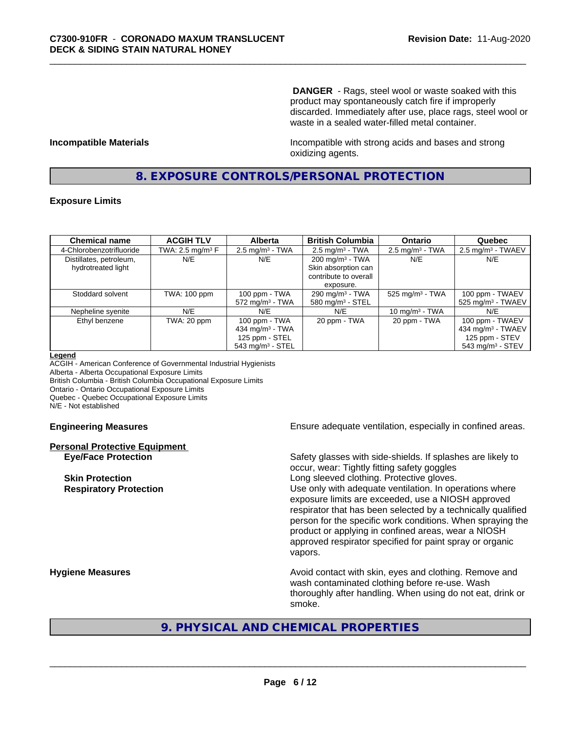**DANGER** - Rags, steel wool or waste soaked with this product may spontaneously catch fire if improperly discarded. Immediately after use, place rags, steel wool or waste in a sealed water-filled metal container.

**Incompatible Materials**

Incompatible with strong acids and bases and strong oxidizing agents.

## 8. EXPOSURE CONTROLS/PERSONAL PROTECTION

**Exposure Limits**

| Chemical name | ACGIH TLV | Alberta | British Columbia | Ontario | Quebec |
|---|---|---|---|---|---|
| 4-Chlorobenzotrifluoride | TWA: 2.5 mg/m³ F | 2.5 mg/m³ - TWA | 2.5 mg/m³ - TWA | 2.5 mg/m³ - TWA | 2.5 mg/m³ - TWAEV |
| Distillates, petroleum, hydrotreated light | N/E | N/E | 200 mg/m³ - TWA Skin absorption can contribute to overall exposure. | N/E | N/E |
| Stoddard solvent | TWA: 100 ppm | 100 ppm - TWA 572 mg/m³ - TWA | 290 mg/m³ - TWA 580 mg/m³ - STEL | 525 mg/m³ - TWA | 100 ppm - TWAEV 525 mg/m³ - TWAEV |
| Nepheline syenite | N/E | N/E | N/E | 10 mg/m³ - TWA | N/E |
| Ethyl benzene | TWA: 20 ppm | 100 ppm - TWA 434 mg/m³ - TWA 125 ppm - STEL 543 mg/m³ - STEL | 20 ppm - TWA | 20 ppm - TWA | 100 ppm - TWAEV 434 mg/m³ - TWAEV 125 ppm - STEV 543 mg/m³ - STEV |

**Legend**

ACGIH - American Conference of Governmental Industrial Hygienists
Alberta - Alberta Occupational Exposure Limits
British Columbia - British Columbia Occupational Exposure Limits
Ontario - Ontario Occupational Exposure Limits
Quebec - Quebec Occupational Exposure Limits
N/E - Not established

**Engineering Measures**

Ensure adequate ventilation, especially in confined areas.

**Personal Protective Equipment**

**Eye/Face Protection**

Safety glasses with side-shields. If splashes are likely to occur, wear: Tightly fitting safety goggles

**Skin Protection**

Long sleeved clothing. Protective gloves.

**Respiratory Protection**

Use only with adequate ventilation. In operations where exposure limits are exceeded, use a NIOSH approved respirator that has been selected by a technically qualified person for the specific work conditions. When spraying the product or applying in confined areas, wear a NIOSH approved respirator specified for paint spray or organic vapors.

**Hygiene Measures**

Avoid contact with skin, eyes and clothing. Remove and wash contaminated clothing before re-use. Wash thoroughly after handling. When using do not eat, drink or smoke.

## 9. PHYSICAL AND CHEMICAL PROPERTIES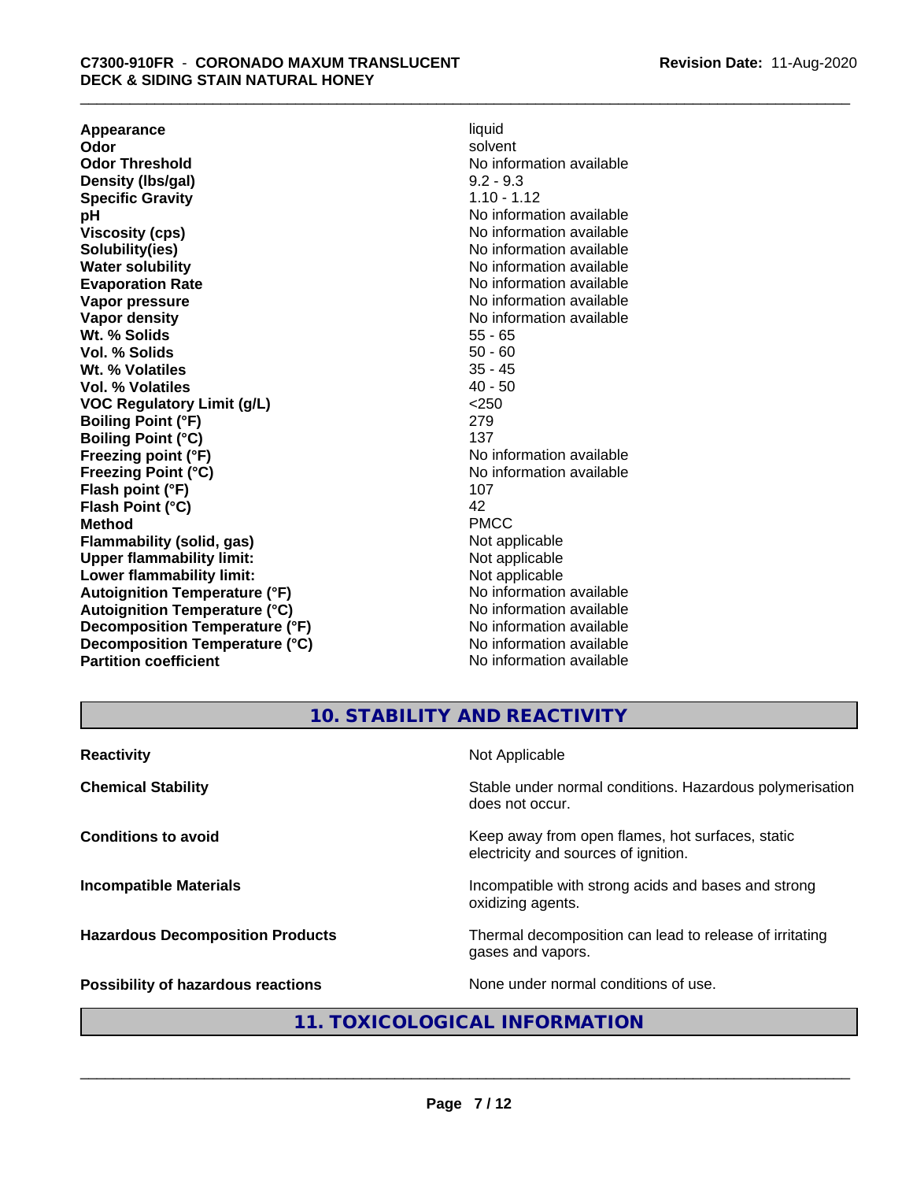| | |
|---|---|
| **Appearance** | liquid |
| **Odor** | solvent |
| **Odor Threshold** | No information available |
| **Density (lbs/gal)** | 9.2 - 9.3 |
| **Specific Gravity** | 1.10 - 1.12 |
| **pH** | No information available |
| **Viscosity (cps)** | No information available |
| **Solubility(ies)** | No information available |
| **Water solubility** | No information available |
| **Evaporation Rate** | No information available |
| **Vapor pressure** | No information available |
| **Vapor density** | No information available |
| **Wt. % Solids** | 55 - 65 |
| **Vol. % Solids** | 50 - 60 |
| **Wt. % Volatiles** | 35 - 45 |
| **Vol. % Volatiles** | 40 - 50 |
| **VOC Regulatory Limit (g/L)** | <250 |
| **Boiling Point (°F)** | 279 |
| **Boiling Point (°C)** | 137 |
| **Freezing point (°F)** | No information available |
| **Freezing Point (°C)** | No information available |
| **Flash point (°F)** | 107 |
| **Flash Point (°C)** | 42 |
| **Method** | PMCC |
| **Flammability (solid, gas)** | Not applicable |
| **Upper flammability limit:** | Not applicable |
| **Lower flammability limit:** | Not applicable |
| **Autoignition Temperature (°F)** | No information available |
| **Autoignition Temperature (°C)** | No information available |
| **Decomposition Temperature (°F)** | No information available |
| **Decomposition Temperature (°C)** | No information available |
| **Partition coefficient** | No information available |

## 10. STABILITY AND REACTIVITY

| | |
|---|---|
| **Reactivity** | Not Applicable |
| **Chemical Stability** | Stable under normal conditions. Hazardous polymerisation does not occur. |
| **Conditions to avoid** | Keep away from open flames, hot surfaces, static electricity and sources of ignition. |
| **Incompatible Materials** | Incompatible with strong acids and bases and strong oxidizing agents. |
| **Hazardous Decomposition Products** | Thermal decomposition can lead to release of irritating gases and vapors. |
| **Possibility of hazardous reactions** | None under normal conditions of use. |

## 11. TOXICOLOGICAL INFORMATION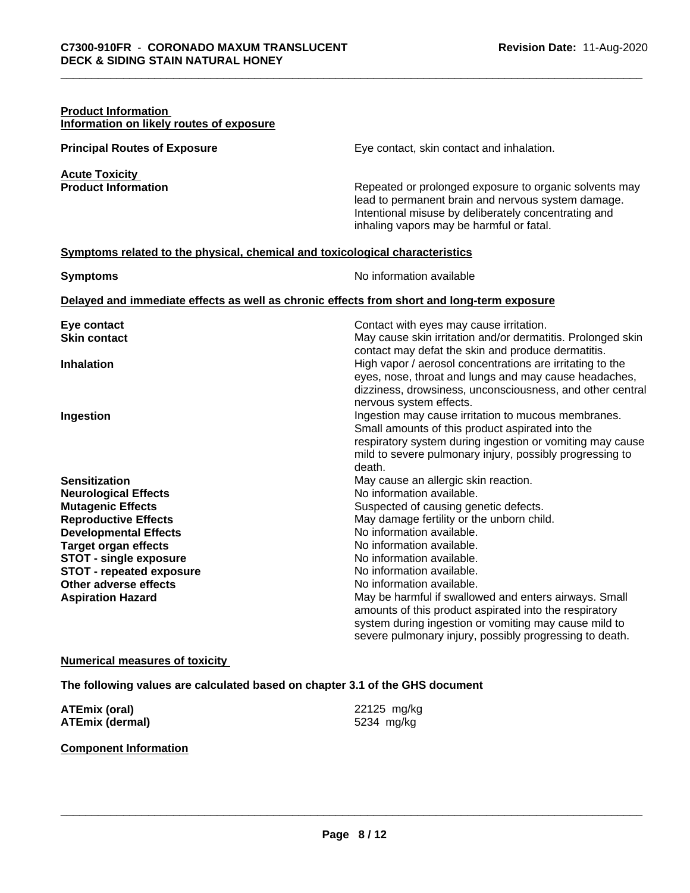**Product Information**
**Information on likely routes of exposure**

| | |
|---|---|
| **Principal Routes of Exposure** | Eye contact, skin contact and inhalation. |

**Acute Toxicity**

| | |
|---|---|
| **Product Information** | Repeated or prolonged exposure to organic solvents may lead to permanent brain and nervous system damage. Intentional misuse by deliberately concentrating and inhaling vapors may be harmful or fatal. |

**Symptoms related to the physical, chemical and toxicological characteristics**

| | |
|---|---|
| **Symptoms** | No information available |

**Delayed and immediate effects as well as chronic effects from short and long-term exposure**

| | |
|---|---|
| **Eye contact** | Contact with eyes may cause irritation. |
| **Skin contact** | May cause skin irritation and/or dermatitis. Prolonged skin contact may defat the skin and produce dermatitis. |
| **Inhalation** | High vapor / aerosol concentrations are irritating to the eyes, nose, throat and lungs and may cause headaches, dizziness, drowsiness, unconsciousness, and other central nervous system effects. |
| **Ingestion** | Ingestion may cause irritation to mucous membranes. Small amounts of this product aspirated into the respiratory system during ingestion or vomiting may cause mild to severe pulmonary injury, possibly progressing to death. |
| **Sensitization** | May cause an allergic skin reaction. |
| **Neurological Effects** | No information available. |
| **Mutagenic Effects** | Suspected of causing genetic defects. |
| **Reproductive Effects** | May damage fertility or the unborn child. |
| **Developmental Effects** | No information available. |
| **Target organ effects** | No information available. |
| **STOT - single exposure** | No information available. |
| **STOT - repeated exposure** | No information available. |
| **Other adverse effects** | No information available. |
| **Aspiration Hazard** | May be harmful if swallowed and enters airways. Small amounts of this product aspirated into the respiratory system during ingestion or vomiting may cause mild to severe pulmonary injury, possibly progressing to death. |

**Numerical measures of toxicity**

**The following values are calculated based on chapter 3.1 of the GHS document**

| | |
|---|---|
| **ATEmix (oral)** | 22125 mg/kg |
| **ATEmix (dermal)** | 5234 mg/kg |

**Component Information**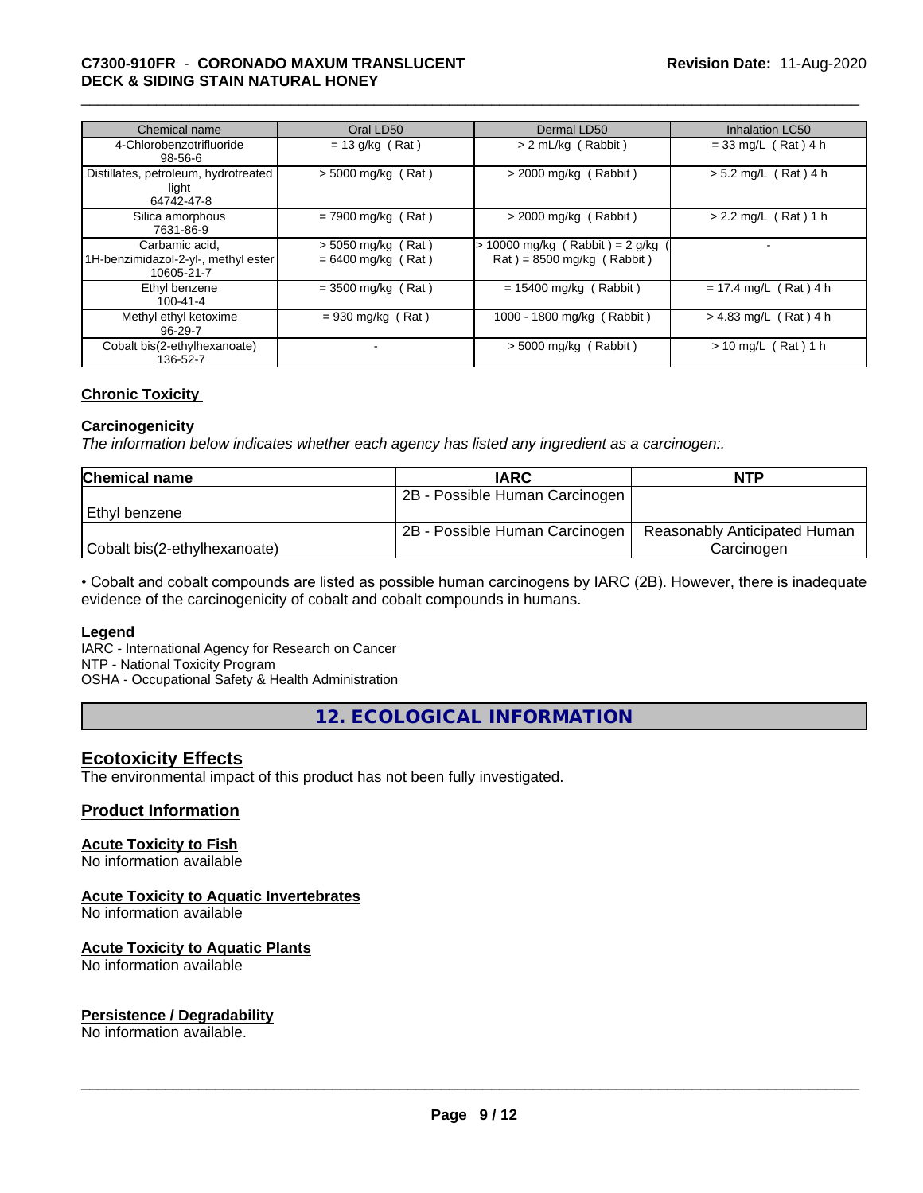| Chemical name | Oral LD50 | Dermal LD50 | Inhalation LC50 |
| --- | --- | --- | --- |
| 4-Chlorobenzotrifluoride<br>98-56-6 | = 13 g/kg ( Rat ) | > 2 mL/kg ( Rabbit ) | = 33 mg/L ( Rat ) 4 h |
| Distillates, petroleum, hydrotreated light<br>64742-47-8 | > 5000 mg/kg ( Rat ) | > 2000 mg/kg ( Rabbit ) | > 5.2 mg/L ( Rat ) 4 h |
| Silica amorphous<br>7631-86-9 | = 7900 mg/kg ( Rat ) | > 2000 mg/kg ( Rabbit ) | > 2.2 mg/L ( Rat ) 1 h |
| Carbamic acid, 1H-benzimidazol-2-yl-, methyl ester<br>10605-21-7 | > 5050 mg/kg ( Rat )<br>= 6400 mg/kg ( Rat ) | > 10000 mg/kg ( Rabbit ) = 2 g/kg ( Rat ) = 8500 mg/kg ( Rabbit ) | - |
| Ethyl benzene<br>100-41-4 | = 3500 mg/kg ( Rat ) | = 15400 mg/kg ( Rabbit ) | = 17.4 mg/L ( Rat ) 4 h |
| Methyl ethyl ketoxime<br>96-29-7 | = 930 mg/kg ( Rat ) | 1000 - 1800 mg/kg ( Rabbit ) | > 4.83 mg/L ( Rat ) 4 h |
| Cobalt bis(2-ethylhexanoate)<br>136-52-7 | - | > 5000 mg/kg ( Rabbit ) | > 10 mg/L ( Rat ) 1 h |

### Chronic Toxicity

**Carcinogenicity**

*The information below indicates whether each agency has listed any ingredient as a carcinogen:.*

| Chemical name | IARC | NTP |
| --- | --- | --- |
| Ethyl benzene | 2B - Possible Human Carcinogen | |
| Cobalt bis(2-ethylhexanoate) | 2B - Possible Human Carcinogen | Reasonably Anticipated Human Carcinogen |

• Cobalt and cobalt compounds are listed as possible human carcinogens by IARC (2B). However, there is inadequate evidence of the carcinogenicity of cobalt and cobalt compounds in humans.

**Legend**

IARC - International Agency for Research on Cancer
NTP - National Toxicity Program
OSHA - Occupational Safety & Health Administration

## 12. ECOLOGICAL INFORMATION

### Ecotoxicity Effects

The environmental impact of this product has not been fully investigated.

### Product Information

**Acute Toxicity to Fish**
No information available

**Acute Toxicity to Aquatic Invertebrates**
No information available

**Acute Toxicity to Aquatic Plants**
No information available

**Persistence / Degradability**
No information available.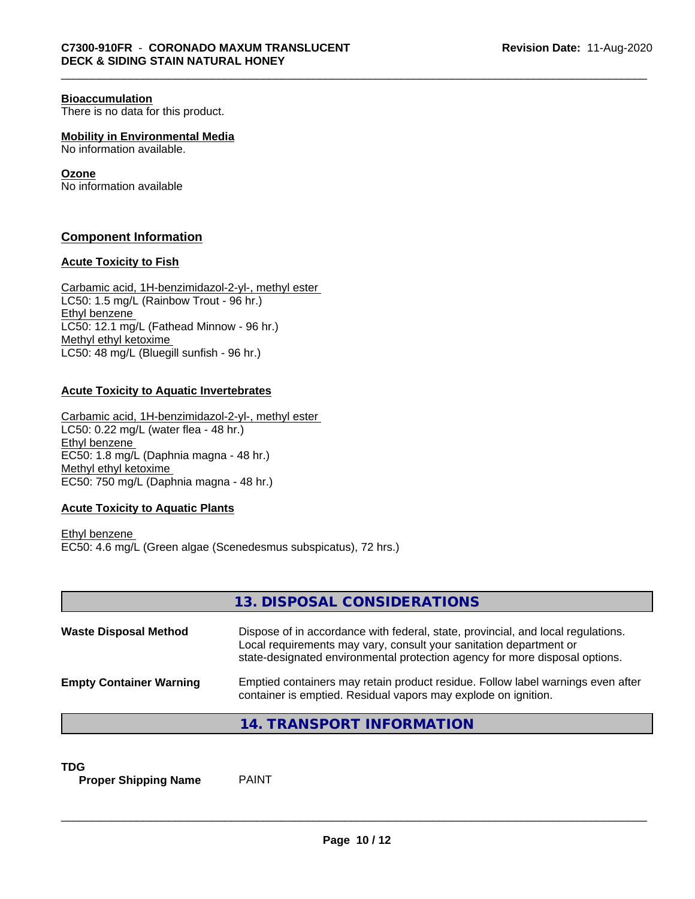### Bioaccumulation

There is no data for this product.

### Mobility in Environmental Media

No information available.

### Ozone

No information available

## Component Information

### Acute Toxicity to Fish

Carbamic acid, 1H-benzimidazol-2-yl-, methyl ester
LC50: 1.5 mg/L (Rainbow Trout - 96 hr.)
Ethyl benzene
LC50: 12.1 mg/L (Fathead Minnow - 96 hr.)
Methyl ethyl ketoxime
LC50: 48 mg/L (Bluegill sunfish - 96 hr.)

### Acute Toxicity to Aquatic Invertebrates

Carbamic acid, 1H-benzimidazol-2-yl-, methyl ester
LC50: 0.22 mg/L (water flea - 48 hr.)
Ethyl benzene
EC50: 1.8 mg/L (Daphnia magna - 48 hr.)
Methyl ethyl ketoxime
EC50: 750 mg/L (Daphnia magna - 48 hr.)

### Acute Toxicity to Aquatic Plants

Ethyl benzene
EC50: 4.6 mg/L (Green algae (Scenedesmus subspicatus), 72 hrs.)

## 13. DISPOSAL CONSIDERATIONS

| | |
|---|---|
| **Waste Disposal Method** | Dispose of in accordance with federal, state, provincial, and local regulations. Local requirements may vary, consult your sanitation department or state-designated environmental protection agency for more disposal options. |
| **Empty Container Warning** | Emptied containers may retain product residue. Follow label warnings even after container is emptied. Residual vapors may explode on ignition. |

## 14. TRANSPORT INFORMATION

**TDG**

**Proper Shipping Name** PAINT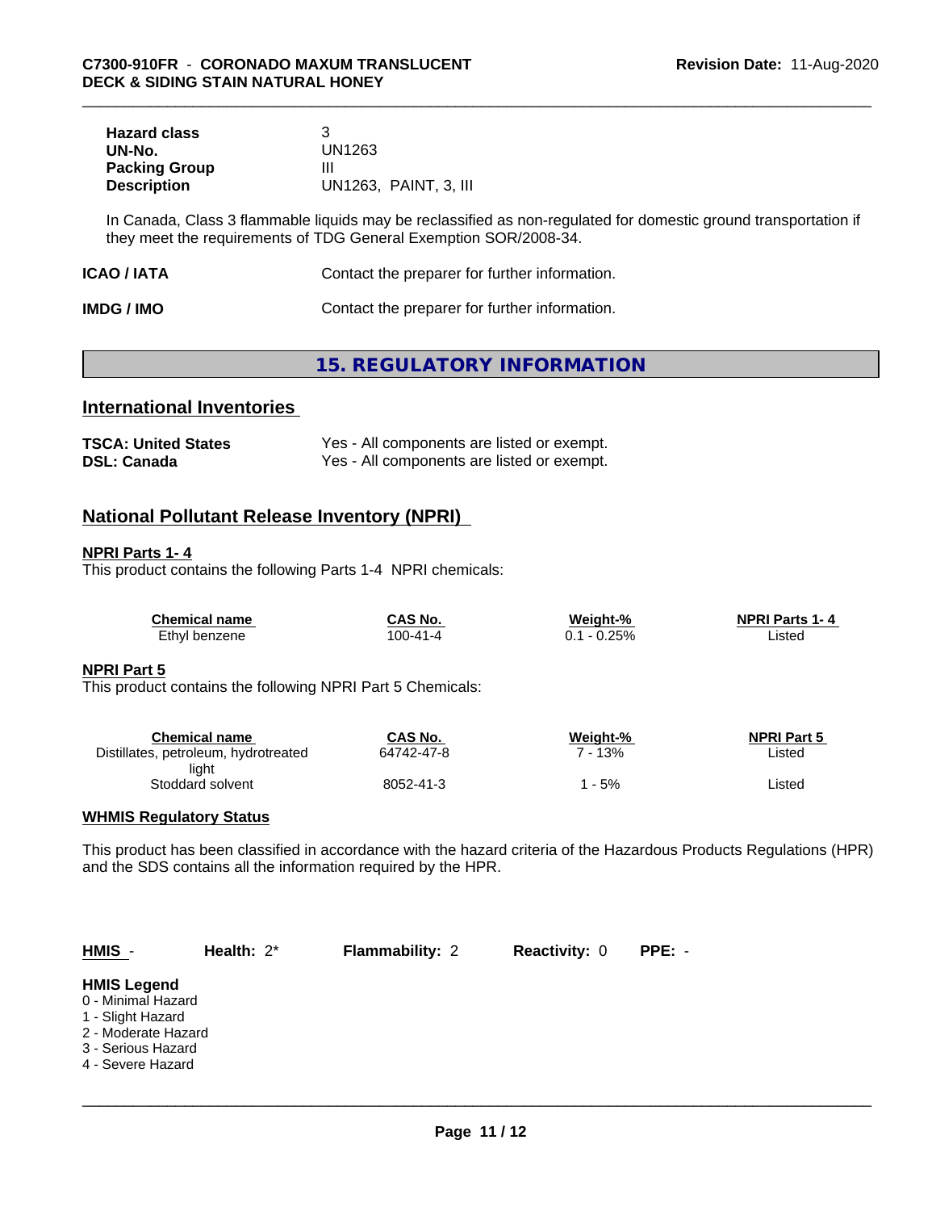| | |
|---|---|
| **Hazard class** | 3 |
| **UN-No.** | UN1263 |
| **Packing Group** | III |
| **Description** | UN1263, PAINT, 3, III |

In Canada, Class 3 flammable liquids may be reclassified as non-regulated for domestic ground transportation if they meet the requirements of TDG General Exemption SOR/2008-34.

**ICAO / IATA** Contact the preparer for further information.

**IMDG / IMO** Contact the preparer for further information.

# 15. REGULATORY INFORMATION

## International Inventories

| | |
|---|---|
| **TSCA: United States** | Yes - All components are listed or exempt. |
| **DSL: Canada** | Yes - All components are listed or exempt. |

## National Pollutant Release Inventory (NPRI)

**NPRI Parts 1- 4**

This product contains the following Parts 1-4 NPRI chemicals:

| Chemical name | CAS No. | Weight-% | NPRI Parts 1- 4 |
|---|---|---|---|
| Ethyl benzene | 100-41-4 | 0.1 - 0.25% | Listed |

**NPRI Part 5**

This product contains the following NPRI Part 5 Chemicals:

| Chemical name | CAS No. | Weight-% | NPRI Part 5 |
|---|---|---|---|
| Distillates, petroleum, hydrotreated light | 64742-47-8 | 7 - 13% | Listed |
| Stoddard solvent | 8052-41-3 | 1 - 5% | Listed |

**WHMIS Regulatory Status**

This product has been classified in accordance with the hazard criteria of the Hazardous Products Regulations (HPR) and the SDS contains all the information required by the HPR.

| HMIS - | Health: 2* | Flammability: 2 | Reactivity: 0 | PPE: - |
|---|---|---|---|---|

**HMIS Legend**

0 - Minimal Hazard
1 - Slight Hazard
2 - Moderate Hazard
3 - Serious Hazard
4 - Severe Hazard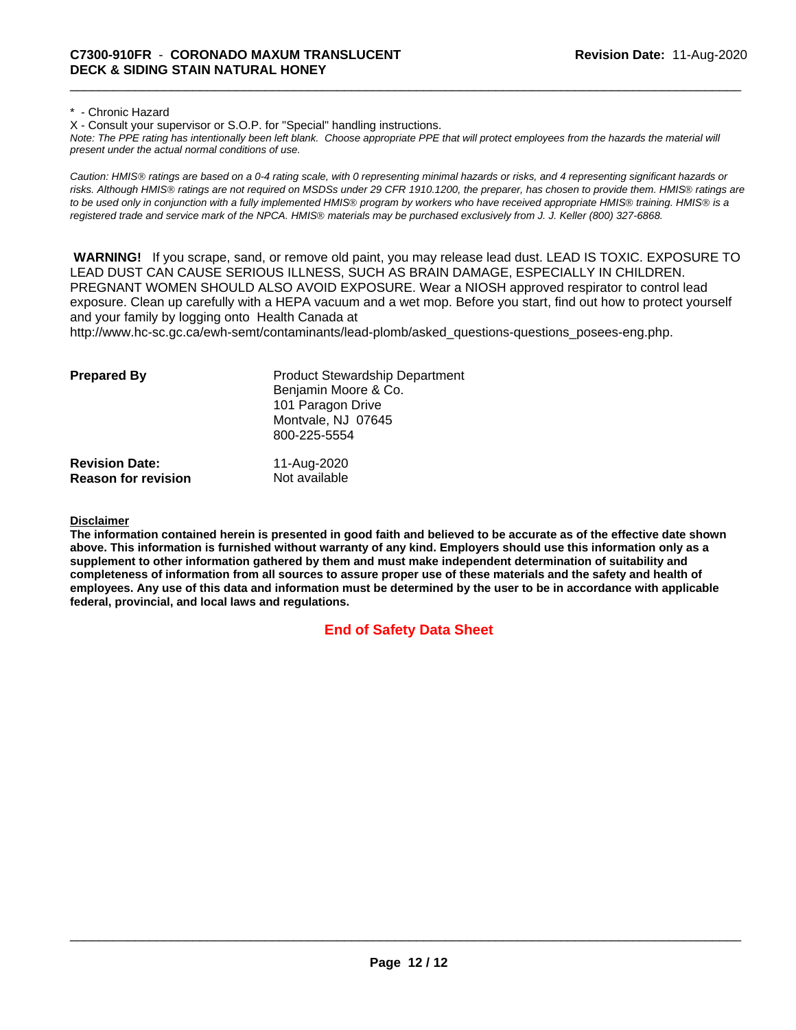\* - Chronic Hazard

X - Consult your supervisor or S.O.P. for "Special" handling instructions.

*Note: The PPE rating has intentionally been left blank. Choose appropriate PPE that will protect employees from the hazards the material will present under the actual normal conditions of use.*

*Caution: HMIS® ratings are based on a 0-4 rating scale, with 0 representing minimal hazards or risks, and 4 representing significant hazards or risks. Although HMIS® ratings are not required on MSDSs under 29 CFR 1910.1200, the preparer, has chosen to provide them. HMIS® ratings are to be used only in conjunction with a fully implemented HMIS® program by workers who have received appropriate HMIS® training. HMIS® is a registered trade and service mark of the NPCA. HMIS® materials may be purchased exclusively from J. J. Keller (800) 327-6868.*

**WARNING!** If you scrape, sand, or remove old paint, you may release lead dust. LEAD IS TOXIC. EXPOSURE TO LEAD DUST CAN CAUSE SERIOUS ILLNESS, SUCH AS BRAIN DAMAGE, ESPECIALLY IN CHILDREN. PREGNANT WOMEN SHOULD ALSO AVOID EXPOSURE. Wear a NIOSH approved respirator to control lead exposure. Clean up carefully with a HEPA vacuum and a wet mop. Before you start, find out how to protect yourself and your family by logging onto Health Canada at http://www.hc-sc.gc.ca/ewh-semt/contaminants/lead-plomb/asked_questions-questions_posees-eng.php.

| | |
|---|---|
| **Prepared By** | Product Stewardship Department<br>Benjamin Moore & Co.<br>101 Paragon Drive<br>Montvale, NJ 07645<br>800-225-5554 |
| **Revision Date:** | 11-Aug-2020 |
| **Reason for revision** | Not available |

**Disclaimer**

**The information contained herein is presented in good faith and believed to be accurate as of the effective date shown above. This information is furnished without warranty of any kind. Employers should use this information only as a supplement to other information gathered by them and must make independent determination of suitability and completeness of information from all sources to assure proper use of these materials and the safety and health of employees. Any use of this data and information must be determined by the user to be in accordance with applicable federal, provincial, and local laws and regulations.**

**End of Safety Data Sheet**